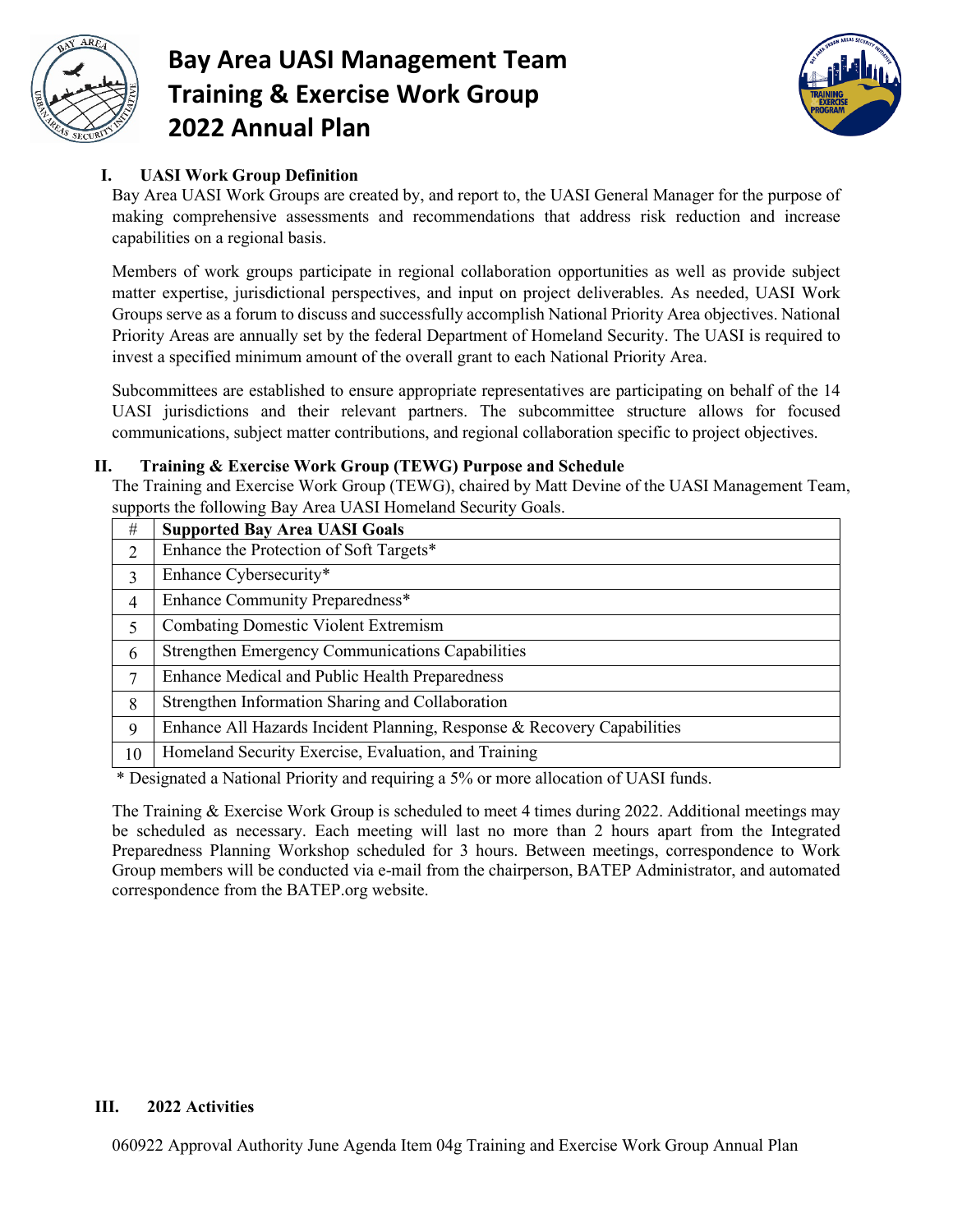# Bay Area UASI Management Team Training & Exercise Work Group 2022 Annual Plan

## I. UASI Work Group Definition

Bay Area UASI Work Groups are created by, and report to, the UASI General Manager for the purpose of making comprehensive assessments and recommendations that address risk reduction and increase capabilities on a regional basis.

Members of work groups participate in regional collaboration opportunities as well as provide subject matter expertise, jurisdictional perspectives, and input on project deliverables. As needed, UASI Work Groups serve as a forum to discuss and successfully accomplish National Priority Area objectives. National Priority Areas are annually set by the federal Department of Homeland Security. The UASI is required to invest a specified minimum amount of the overall grant to each National Priority Area.

Subcommittees are established to ensure appropriate representatives are participating on behalf of the 14 UASI jurisdictions and their relevant partners. The subcommittee structure allows for focused communications, subject matter contributions, and regional collaboration specific to project objectives.

## II. Training & Exercise Work Group (TEWG) Purpose and Schedule

The Training and Exercise Work Group (TEWG), chaired by Matt Devine of the UASI Management Team, supports the following Bay Area UASI Homeland Security Goals.

| # | Supported Bay Area UASI Goals |
|---|---|
| 2 | Enhance the Protection of Soft Targets* |
| 3 | Enhance Cybersecurity* |
| 4 | Enhance Community Preparedness* |
| 5 | Combating Domestic Violent Extremism |
| 6 | Strengthen Emergency Communications Capabilities |
| 7 | Enhance Medical and Public Health Preparedness |
| 8 | Strengthen Information Sharing and Collaboration |
| 9 | Enhance All Hazards Incident Planning, Response & Recovery Capabilities |
| 10 | Homeland Security Exercise, Evaluation, and Training |

* Designated a National Priority and requiring a 5% or more allocation of UASI funds.

The Training & Exercise Work Group is scheduled to meet 4 times during 2022. Additional meetings may be scheduled as necessary. Each meeting will last no more than 2 hours apart from the Integrated Preparedness Planning Workshop scheduled for 3 hours. Between meetings, correspondence to Work Group members will be conducted via e-mail from the chairperson, BATEP Administrator, and automated correspondence from the BATEP.org website.

## III. 2022 Activities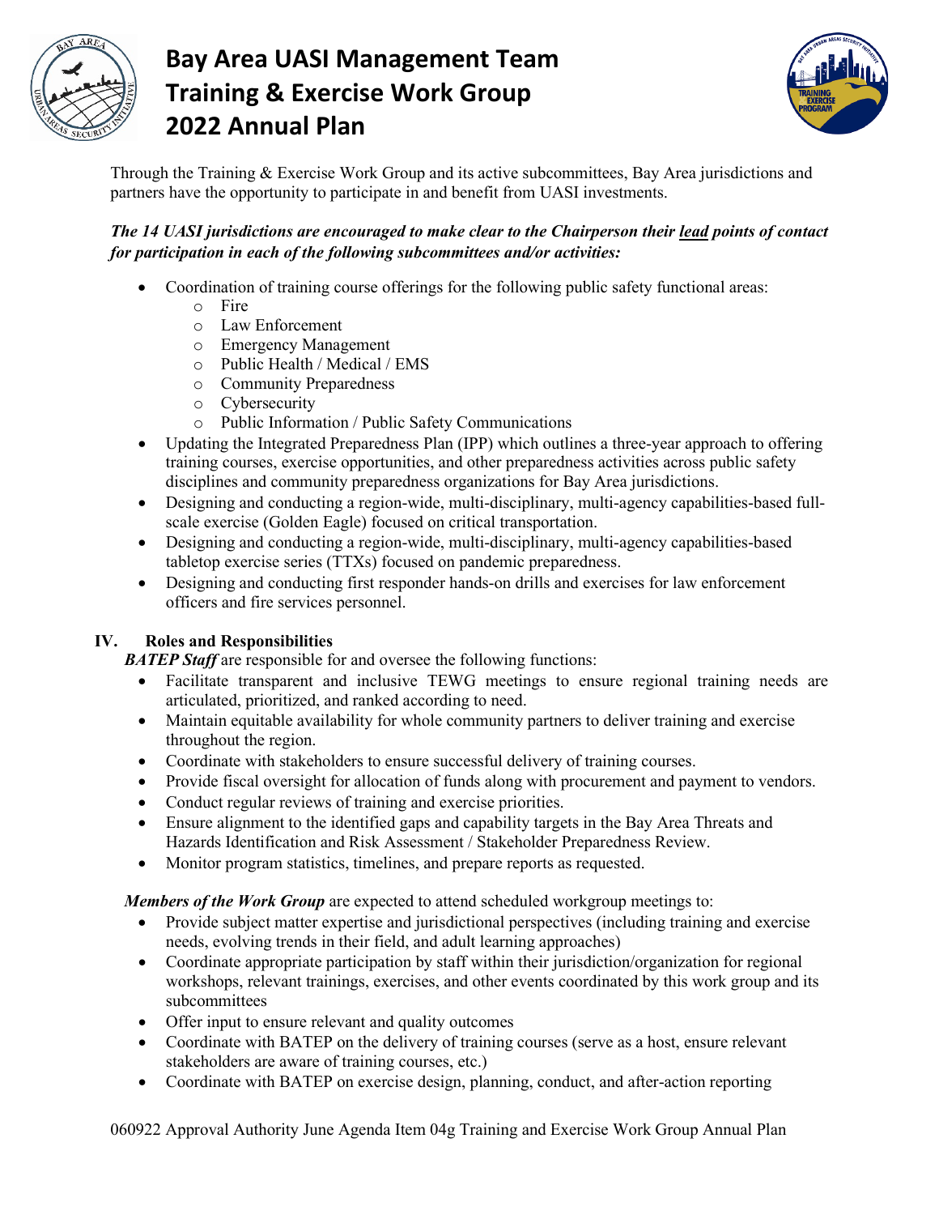# Bay Area UASI Management Team
# Training & Exercise Work Group
# 2022 Annual Plan

Through the Training & Exercise Work Group and its active subcommittees, Bay Area jurisdictions and partners have the opportunity to participate in and benefit from UASI investments.

***The 14 UASI jurisdictions are encouraged to make clear to the Chairperson their lead points of contact for participation in each of the following subcommittees and/or activities:***

- Coordination of training course offerings for the following public safety functional areas:
  - Fire
  - Law Enforcement
  - Emergency Management
  - Public Health / Medical / EMS
  - Community Preparedness
  - Cybersecurity
  - Public Information / Public Safety Communications
- Updating the Integrated Preparedness Plan (IPP) which outlines a three-year approach to offering training courses, exercise opportunities, and other preparedness activities across public safety disciplines and community preparedness organizations for Bay Area jurisdictions.
- Designing and conducting a region-wide, multi-disciplinary, multi-agency capabilities-based full-scale exercise (Golden Eagle) focused on critical transportation.
- Designing and conducting a region-wide, multi-disciplinary, multi-agency capabilities-based tabletop exercise series (TTXs) focused on pandemic preparedness.
- Designing and conducting first responder hands-on drills and exercises for law enforcement officers and fire services personnel.

## IV. Roles and Responsibilities

***BATEP Staff*** are responsible for and oversee the following functions:

- Facilitate transparent and inclusive TEWG meetings to ensure regional training needs are articulated, prioritized, and ranked according to need.
- Maintain equitable availability for whole community partners to deliver training and exercise throughout the region.
- Coordinate with stakeholders to ensure successful delivery of training courses.
- Provide fiscal oversight for allocation of funds along with procurement and payment to vendors.
- Conduct regular reviews of training and exercise priorities.
- Ensure alignment to the identified gaps and capability targets in the Bay Area Threats and Hazards Identification and Risk Assessment / Stakeholder Preparedness Review.
- Monitor program statistics, timelines, and prepare reports as requested.

***Members of the Work Group*** are expected to attend scheduled workgroup meetings to:

- Provide subject matter expertise and jurisdictional perspectives (including training and exercise needs, evolving trends in their field, and adult learning approaches)
- Coordinate appropriate participation by staff within their jurisdiction/organization for regional workshops, relevant trainings, exercises, and other events coordinated by this work group and its subcommittees
- Offer input to ensure relevant and quality outcomes
- Coordinate with BATEP on the delivery of training courses (serve as a host, ensure relevant stakeholders are aware of training courses, etc.)
- Coordinate with BATEP on exercise design, planning, conduct, and after-action reporting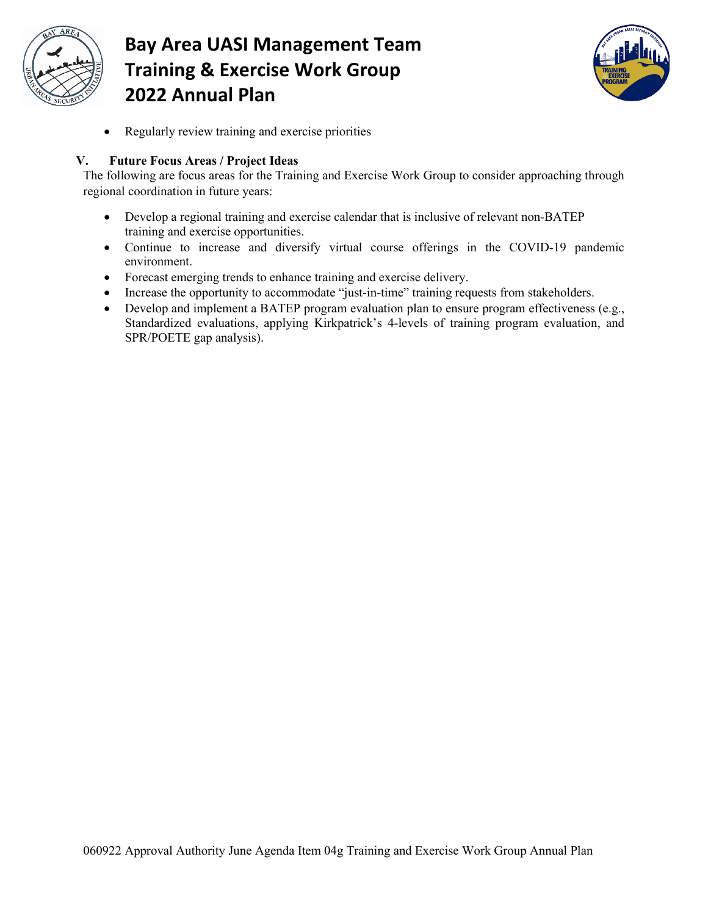- Regularly review training and exercise priorities

## V. Future Focus Areas / Project Ideas

The following are focus areas for the Training and Exercise Work Group to consider approaching through regional coordination in future years:

- Develop a regional training and exercise calendar that is inclusive of relevant non-BATEP training and exercise opportunities.
- Continue to increase and diversify virtual course offerings in the COVID-19 pandemic environment.
- Forecast emerging trends to enhance training and exercise delivery.
- Increase the opportunity to accommodate "just-in-time" training requests from stakeholders.
- Develop and implement a BATEP program evaluation plan to ensure program effectiveness (e.g., Standardized evaluations, applying Kirkpatrick's 4-levels of training program evaluation, and SPR/POETE gap analysis).